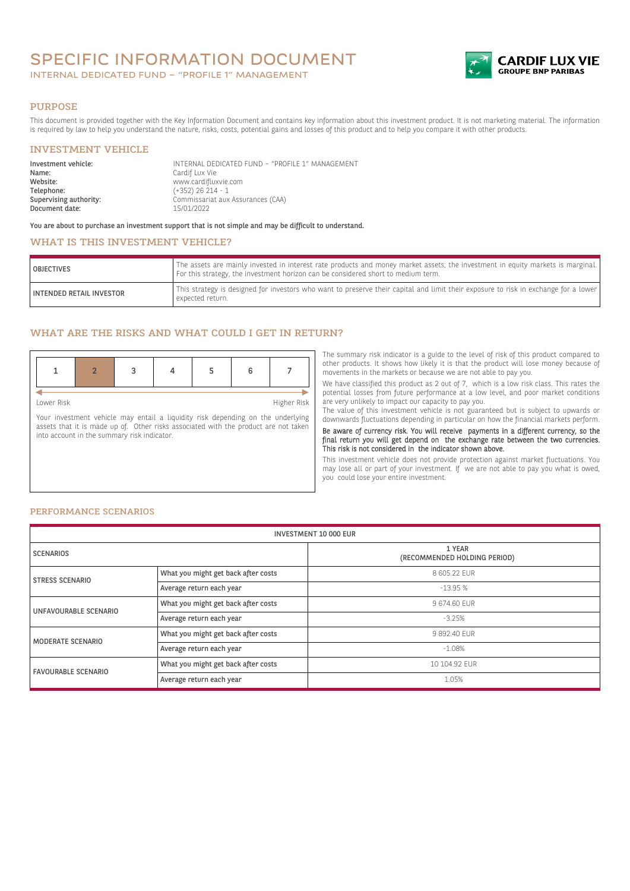# SPECIFIC INFORMATION DOCUMENT

INTERNAL DEDICATED FUND – "PROFILE 1" MANAGEMENT

CARDIF LUX VIE
GROUPE BNP PARIBAS

## PURPOSE

This document is provided together with the Key Information Document and contains key information about this investment product. It is not marketing material. The information is required by law to help you understand the nature, risks, costs, potential gains and losses of this product and to help you compare it with other products.

## INVESTMENT VEHICLE

**Investment vehicle:** INTERNAL DEDICATED FUND – "PROFILE 1" MANAGEMENT
**Name:** Cardif Lux Vie
**Website:** www.cardifluxvie.com
**Telephone:** (+352) 26 214 - 1
**Supervising authority:** Commissariat aux Assurances (CAA)
**Document date:** 15/01/2022

**You are about to purchase an investment support that is not simple and may be difficult to understand.**

## WHAT IS THIS INVESTMENT VEHICLE?

| | |
|---|---|
| OBJECTIVES | The assets are mainly invested in interest rate products and money market assets; the investment in equity markets is marginal. For this strategy, the investment horizon can be considered short to medium term. |
| INTENDED RETAIL INVESTOR | This strategy is designed for investors who want to preserve their capital and limit their exposure to risk in exchange for a lower expected return. |

## WHAT ARE THE RISKS AND WHAT COULD I GET IN RETURN?

| 1 | **2** | 3 | 4 | 5 | 6 | 7 |
|---|---|---|---|---|---|---|

Lower Risk — Higher Risk

Your investment vehicle may entail a liquidity risk depending on the underlying assets that it is made up of. Other risks associated with the product are not taken into account in the summary risk indicator.

The summary risk indicator is a guide to the level of risk of this product compared to other products. It shows how likely it is that the product will lose money because of movements in the markets or because we are not able to pay you.

We have classified this product as 2 out of 7, which is a low risk class. This rates the potential losses from future performance at a low level, and poor market conditions are very unlikely to impact our capacity to pay you.

The value of this investment vehicle is not guaranteed but is subject to upwards or downwards fluctuations depending in particular on how the financial markets perform.

**Be aware of currency risk. You will receive payments in a different currency, so the final return you will get depend on the exchange rate between the two currencies. This risk is not considered in the indicator shown above.**

This investment vehicle does not provide protection against market fluctuations. You may lose all or part of your investment. If we are not able to pay you what is owed, you could lose your entire investment.

### PERFORMANCE SCENARIOS

| INVESTMENT 10 000 EUR | | |
|---|---|---|
| SCENARIOS | | 1 YEAR (RECOMMENDED HOLDING PERIOD) |
| STRESS SCENARIO | What you might get back after costs | 8 605.22 EUR |
| | Average return each year | -13.95 % |
| UNFAVOURABLE SCENARIO | What you might get back after costs | 9 674.60 EUR |
| | Average return each year | -3.25% |
| MODERATE SCENARIO | What you might get back after costs | 9 892.40 EUR |
| | Average return each year | -1.08% |
| FAVOURABLE SCENARIO | What you might get back after costs | 10 104.92 EUR |
| | Average return each year | 1.05% |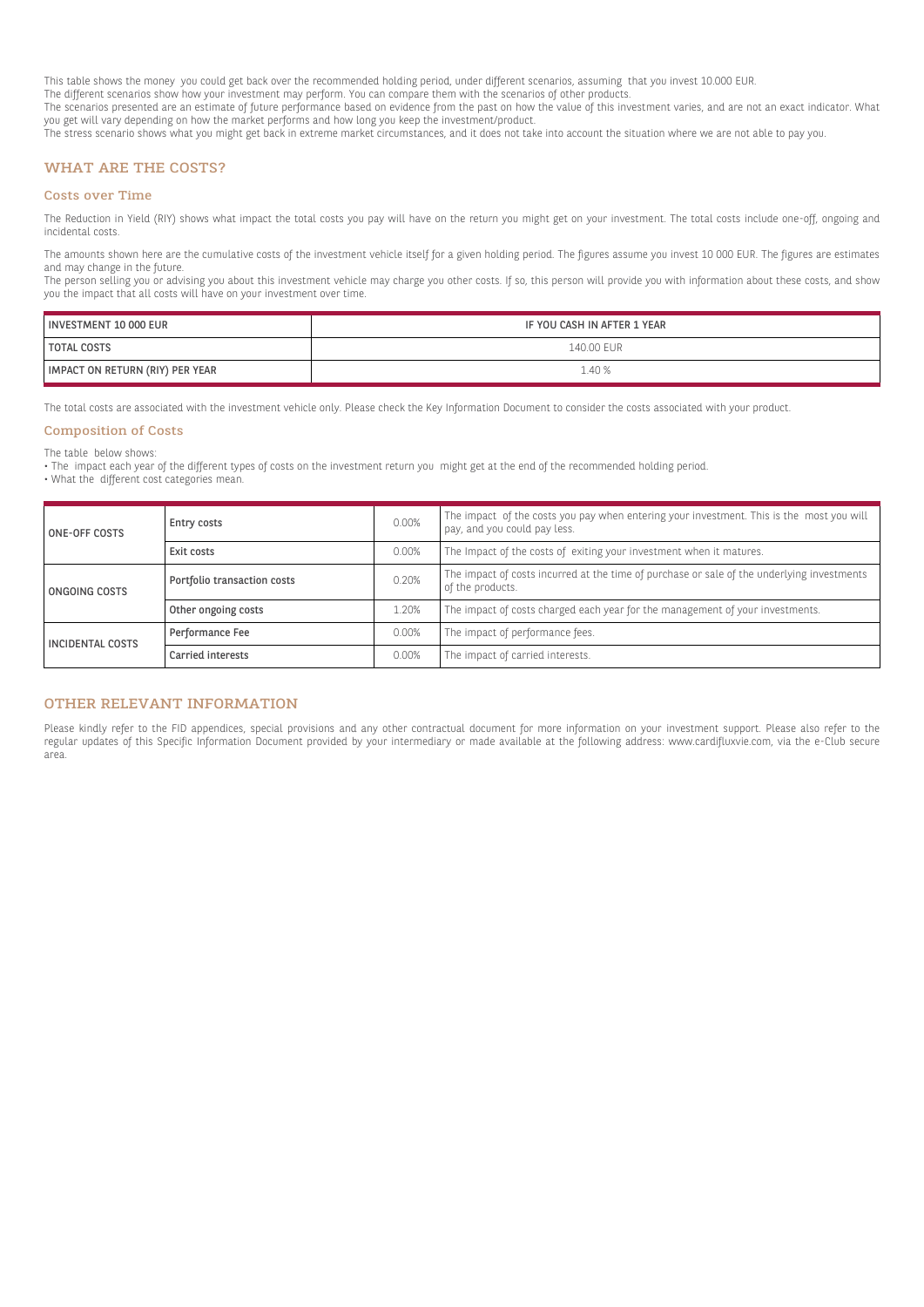This table shows the money you could get back over the recommended holding period, under different scenarios, assuming that you invest 10.000 EUR.
The different scenarios show how your investment may perform. You can compare them with the scenarios of other products.
The scenarios presented are an estimate of future performance based on evidence from the past on how the value of this investment varies, and are not an exact indicator. What you get will vary depending on how the market performs and how long you keep the investment/product.
The stress scenario shows what you might get back in extreme market circumstances, and it does not take into account the situation where we are not able to pay you.

## WHAT ARE THE COSTS?

### Costs over Time

The Reduction in Yield (RIY) shows what impact the total costs you pay will have on the return you might get on your investment. The total costs include one-off, ongoing and incidental costs.

The amounts shown here are the cumulative costs of the investment vehicle itself for a given holding period. The figures assume you invest 10 000 EUR. The figures are estimates and may change in the future.
The person selling you or advising you about this investment vehicle may charge you other costs. If so, this person will provide you with information about these costs, and show you the impact that all costs will have on your investment over time.

| INVESTMENT 10 000 EUR | IF YOU CASH IN AFTER 1 YEAR |
|---|---|
| TOTAL COSTS | 140.00 EUR |
| IMPACT ON RETURN (RIY) PER YEAR | 1.40 % |

The total costs are associated with the investment vehicle only. Please check the Key Information Document to consider the costs associated with your product.

### Composition of Costs

The table below shows:
- The impact each year of the different types of costs on the investment return you might get at the end of the recommended holding period.
- What the different cost categories mean.

| | | | |
|---|---|---|---|
| ONE-OFF COSTS | Entry costs | 0.00% | The impact of the costs you pay when entering your investment. This is the most you will pay, and you could pay less. |
| | Exit costs | 0.00% | The Impact of the costs of exiting your investment when it matures. |
| ONGOING COSTS | Portfolio transaction costs | 0.20% | The impact of costs incurred at the time of purchase or sale of the underlying investments of the products. |
| | Other ongoing costs | 1.20% | The impact of costs charged each year for the management of your investments. |
| INCIDENTAL COSTS | Performance Fee | 0.00% | The impact of performance fees. |
| | Carried interests | 0.00% | The impact of carried interests. |

## OTHER RELEVANT INFORMATION

Please kindly refer to the FID appendices, special provisions and any other contractual document for more information on your investment support. Please also refer to the regular updates of this Specific Information Document provided by your intermediary or made available at the following address: www.cardifluxvie.com, via the e-Club secure area.